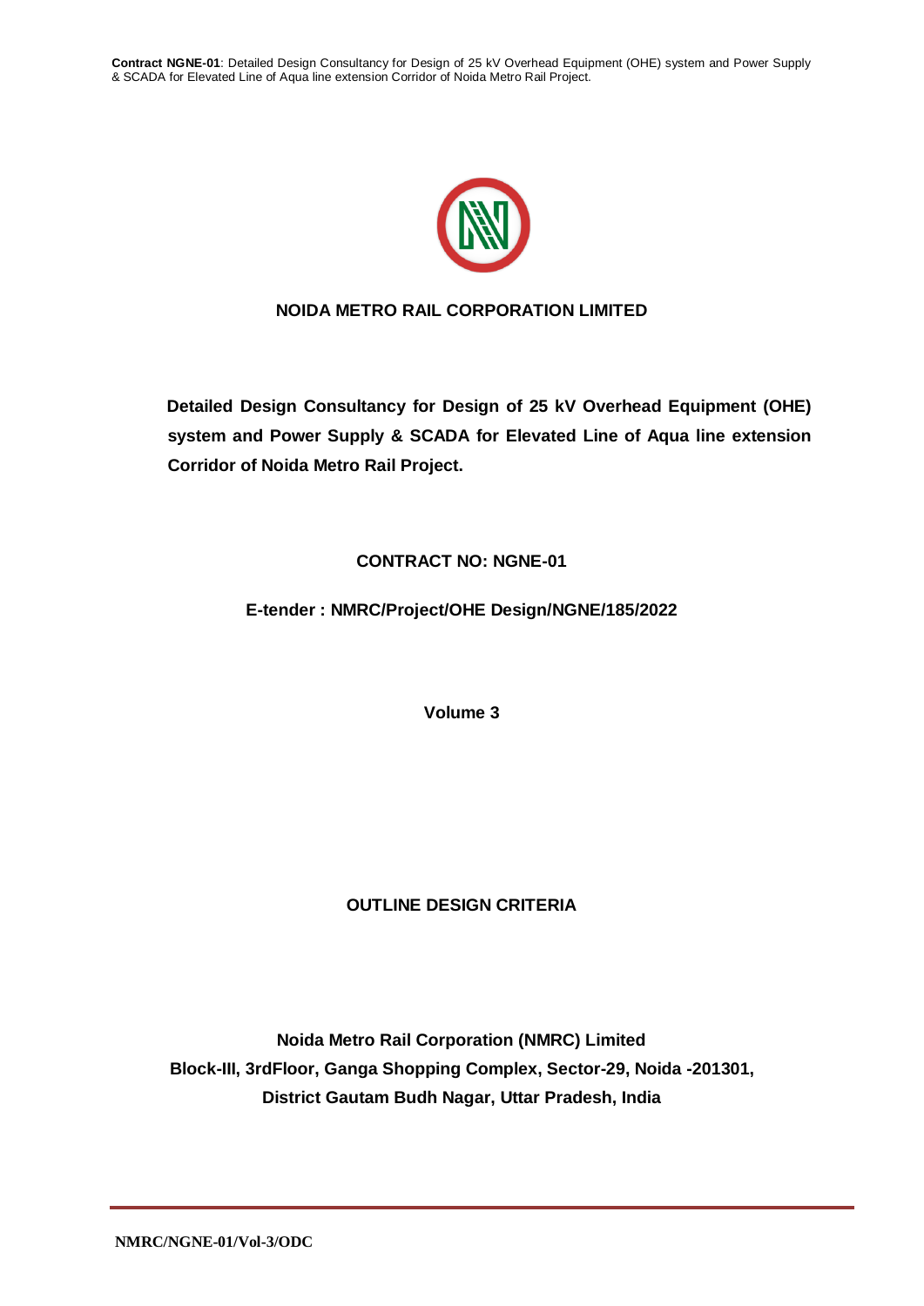# NOIDA METRO RAIL CORPORATION LIMITED

**Detailed Design Consultancy for Design of 25 kV Overhead Equipment (OHE) system and Power Supply & SCADA for Elevated Line of Aqua line extension Corridor of Noida Metro Rail Project.**

**CONTRACT NO: NGNE-01**

**E-tender : NMRC/Project/OHE Design/NGNE/185/2022**

**Volume 3**

**OUTLINE DESIGN CRITERIA**

**Noida Metro Rail Corporation (NMRC) Limited**
**Block-III, 3rdFloor, Ganga Shopping Complex, Sector-29, Noida -201301,**
**District Gautam Budh Nagar, Uttar Pradesh, India**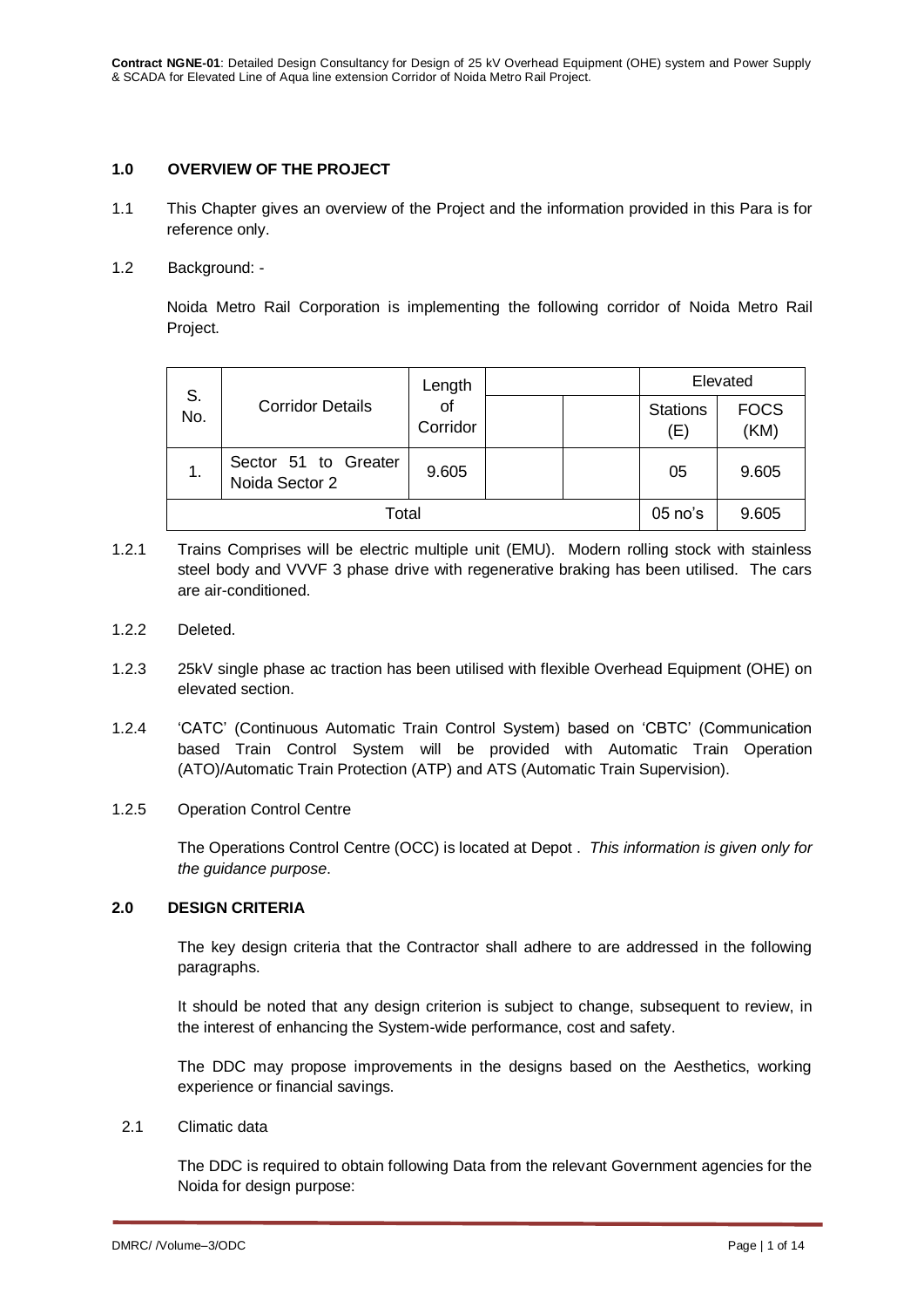## 1.0 OVERVIEW OF THE PROJECT

1.1 This Chapter gives an overview of the Project and the information provided in this Para is for reference only.

1.2 Background: -

Noida Metro Rail Corporation is implementing the following corridor of Noida Metro Rail Project.

| S. No. | Corridor Details | Length of Corridor | | | Elevated | |
|---|---|---|---|---|---|---|
| | | | | | Stations (E) | FOCS (KM) |
| 1. | Sector 51 to Greater Noida Sector 2 | 9.605 | | | 05 | 9.605 |
| Total | | | | | 05 no's | 9.605 |

1.2.1 Trains Comprises will be electric multiple unit (EMU). Modern rolling stock with stainless steel body and VVVF 3 phase drive with regenerative braking has been utilised. The cars are air-conditioned.

1.2.2 Deleted.

1.2.3 25kV single phase ac traction has been utilised with flexible Overhead Equipment (OHE) on elevated section.

1.2.4 'CATC' (Continuous Automatic Train Control System) based on 'CBTC' (Communication based Train Control System will be provided with Automatic Train Operation (ATO)/Automatic Train Protection (ATP) and ATS (Automatic Train Supervision).

1.2.5 Operation Control Centre

The Operations Control Centre (OCC) is located at Depot . *This information is given only for the guidance purpose*.

## 2.0 DESIGN CRITERIA

The key design criteria that the Contractor shall adhere to are addressed in the following paragraphs.

It should be noted that any design criterion is subject to change, subsequent to review, in the interest of enhancing the System-wide performance, cost and safety.

The DDC may propose improvements in the designs based on the Aesthetics, working experience or financial savings.

2.1 Climatic data

The DDC is required to obtain following Data from the relevant Government agencies for the Noida for design purpose: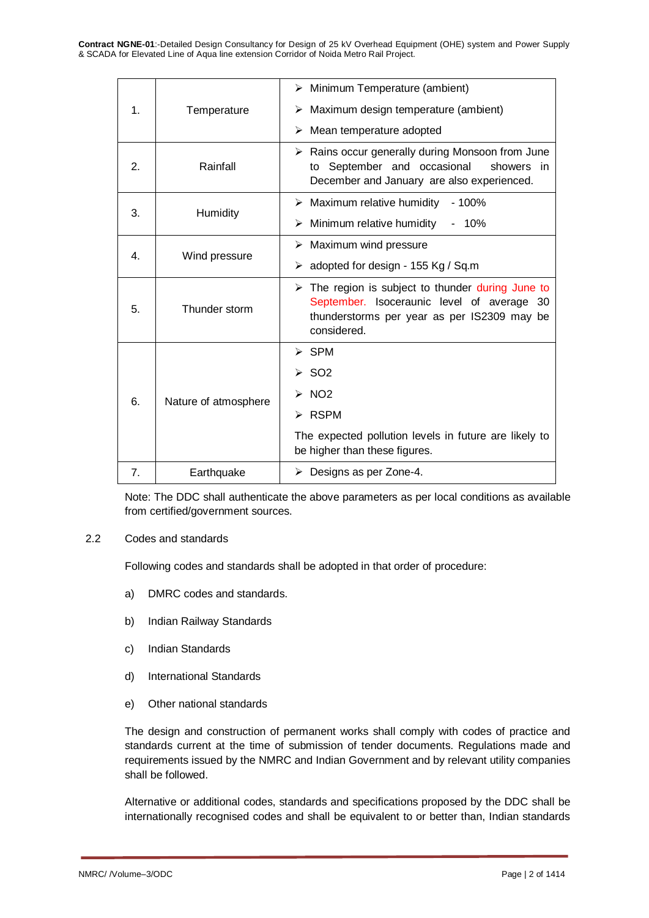| | | |
|---|---|---|
| 1. | Temperature | ➢ Minimum Temperature (ambient)<br>➢ Maximum design temperature (ambient)<br>➢ Mean temperature adopted |
| 2. | Rainfall | ➢ Rains occur generally during Monsoon from June to September and occasional showers in December and January are also experienced. |
| 3. | Humidity | ➢ Maximum relative humidity - 100%<br>➢ Minimum relative humidity - 10% |
| 4. | Wind pressure | ➢ Maximum wind pressure<br>➢ adopted for design - 155 Kg / Sq.m |
| 5. | Thunder storm | ➢ The region is subject to thunder during June to September. Isoceraunic level of average 30 thunderstorms per year as per IS2309 may be considered. |
| 6. | Nature of atmosphere | ➢ SPM<br>➢ $SO_2$<br>➢ $NO_2$<br>➢ RSPM<br>The expected pollution levels in future are likely to be higher than these figures. |
| 7. | Earthquake | ➢ Designs as per Zone-4. |

Note: The DDC shall authenticate the above parameters as per local conditions as available from certified/government sources.

## 2.2 Codes and standards

Following codes and standards shall be adopted in that order of procedure:

a) DMRC codes and standards.

b) Indian Railway Standards

c) Indian Standards

d) International Standards

e) Other national standards

The design and construction of permanent works shall comply with codes of practice and standards current at the time of submission of tender documents. Regulations made and requirements issued by the NMRC and Indian Government and by relevant utility companies shall be followed.

Alternative or additional codes, standards and specifications proposed by the DDC shall be internationally recognised codes and shall be equivalent to or better than, Indian standards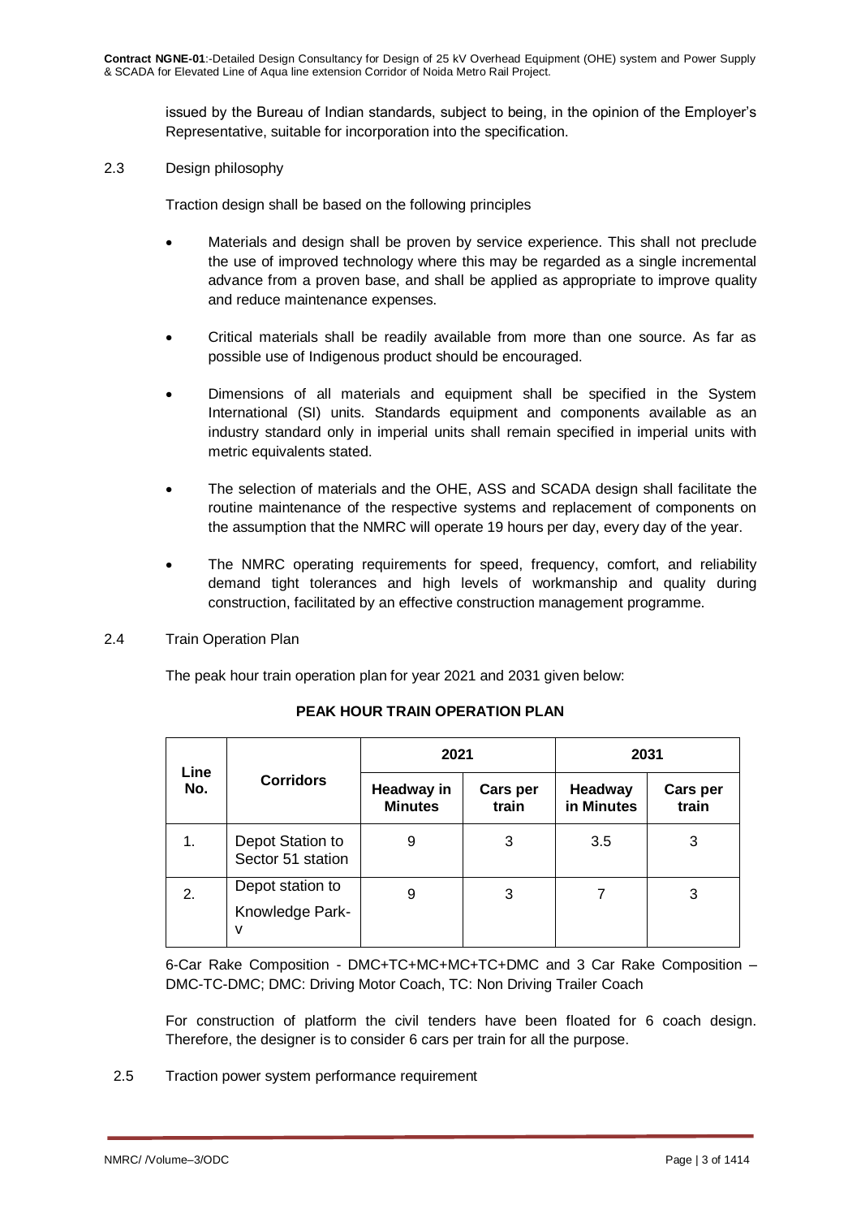issued by the Bureau of Indian standards, subject to being, in the opinion of the Employer's Representative, suitable for incorporation into the specification.

2.3 Design philosophy

Traction design shall be based on the following principles

- Materials and design shall be proven by service experience. This shall not preclude the use of improved technology where this may be regarded as a single incremental advance from a proven base, and shall be applied as appropriate to improve quality and reduce maintenance expenses.
- Critical materials shall be readily available from more than one source. As far as possible use of Indigenous product should be encouraged.
- Dimensions of all materials and equipment shall be specified in the System International (SI) units. Standards equipment and components available as an industry standard only in imperial units shall remain specified in imperial units with metric equivalents stated.
- The selection of materials and the OHE, ASS and SCADA design shall facilitate the routine maintenance of the respective systems and replacement of components on the assumption that the NMRC will operate 19 hours per day, every day of the year.
- The NMRC operating requirements for speed, frequency, comfort, and reliability demand tight tolerances and high levels of workmanship and quality during construction, facilitated by an effective construction management programme.

2.4 Train Operation Plan

The peak hour train operation plan for year 2021 and 2031 given below:

**PEAK HOUR TRAIN OPERATION PLAN**

| Line No. | Corridors | 2021 | | 2031 | |
|---|---|---|---|---|---|
| | | Headway in Minutes | Cars per train | Headway in Minutes | Cars per train |
| 1. | Depot Station to Sector 51 station | 9 | 3 | 3.5 | 3 |
| 2. | Depot station to Knowledge Park-V | 9 | 3 | 7 | 3 |

6-Car Rake Composition - DMC+TC+MC+MC+TC+DMC and 3 Car Rake Composition – DMC-TC-DMC; DMC: Driving Motor Coach, TC: Non Driving Trailer Coach

For construction of platform the civil tenders have been floated for 6 coach design. Therefore, the designer is to consider 6 cars per train for all the purpose.

2.5 Traction power system performance requirement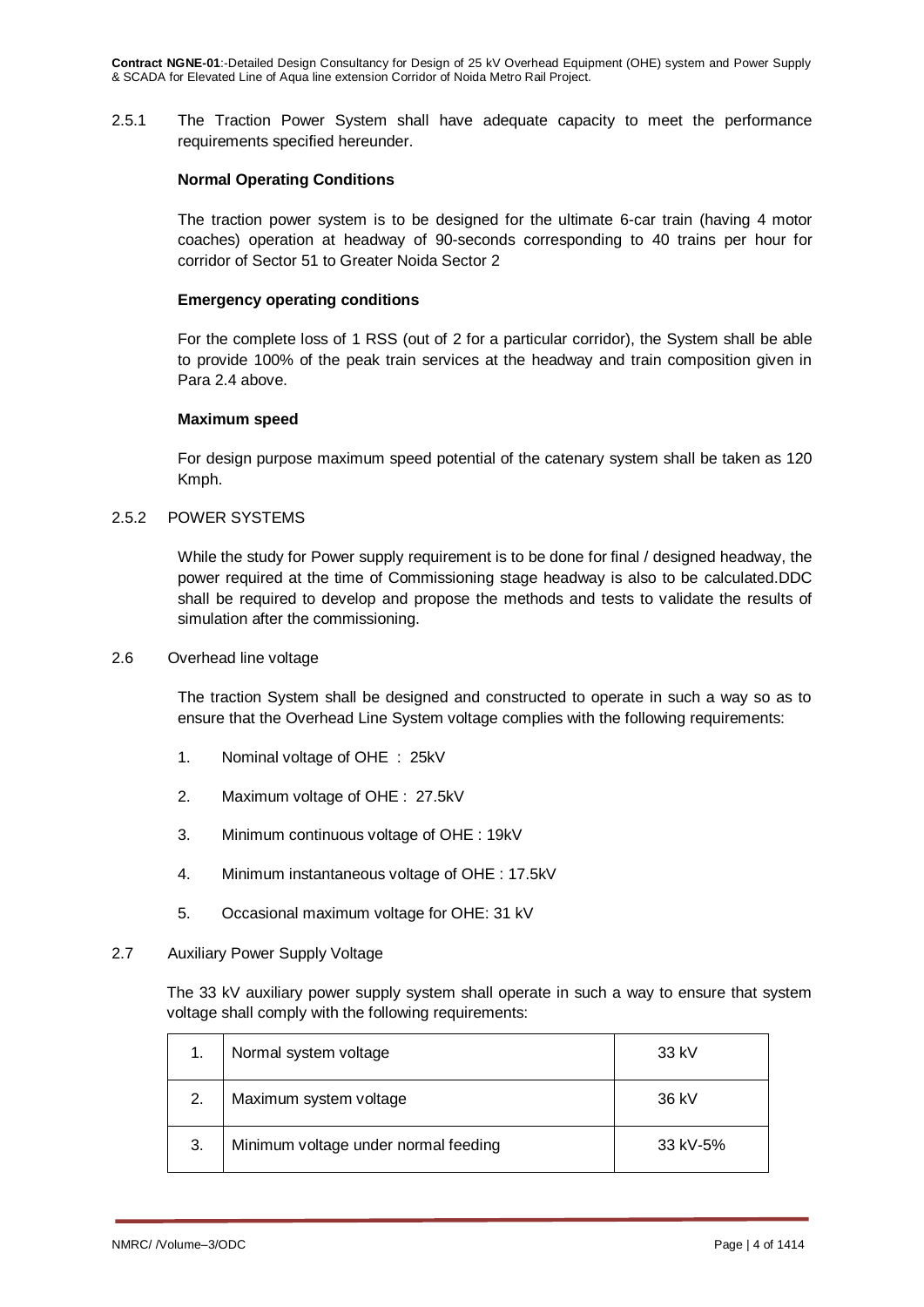2.5.1 The Traction Power System shall have adequate capacity to meet the performance requirements specified hereunder.

**Normal Operating Conditions**

The traction power system is to be designed for the ultimate 6-car train (having 4 motor coaches) operation at headway of 90-seconds corresponding to 40 trains per hour for corridor of Sector 51 to Greater Noida Sector 2

**Emergency operating conditions**

For the complete loss of 1 RSS (out of 2 for a particular corridor), the System shall be able to provide 100% of the peak train services at the headway and train composition given in Para 2.4 above.

**Maximum speed**

For design purpose maximum speed potential of the catenary system shall be taken as 120 Kmph.

2.5.2 POWER SYSTEMS

While the study for Power supply requirement is to be done for final / designed headway, the power required at the time of Commissioning stage headway is also to be calculated.DDC shall be required to develop and propose the methods and tests to validate the results of simulation after the commissioning.

2.6 Overhead line voltage

The traction System shall be designed and constructed to operate in such a way so as to ensure that the Overhead Line System voltage complies with the following requirements:

1. Nominal voltage of OHE : 25kV
2. Maximum voltage of OHE : 27.5kV
3. Minimum continuous voltage of OHE : 19kV
4. Minimum instantaneous voltage of OHE : 17.5kV
5. Occasional maximum voltage for OHE: 31 kV

2.7 Auxiliary Power Supply Voltage

The 33 kV auxiliary power supply system shall operate in such a way to ensure that system voltage shall comply with the following requirements:

| | | |
|---|---|---|
| 1. | Normal system voltage | 33 kV |
| 2. | Maximum system voltage | 36 kV |
| 3. | Minimum voltage under normal feeding | 33 kV-5% |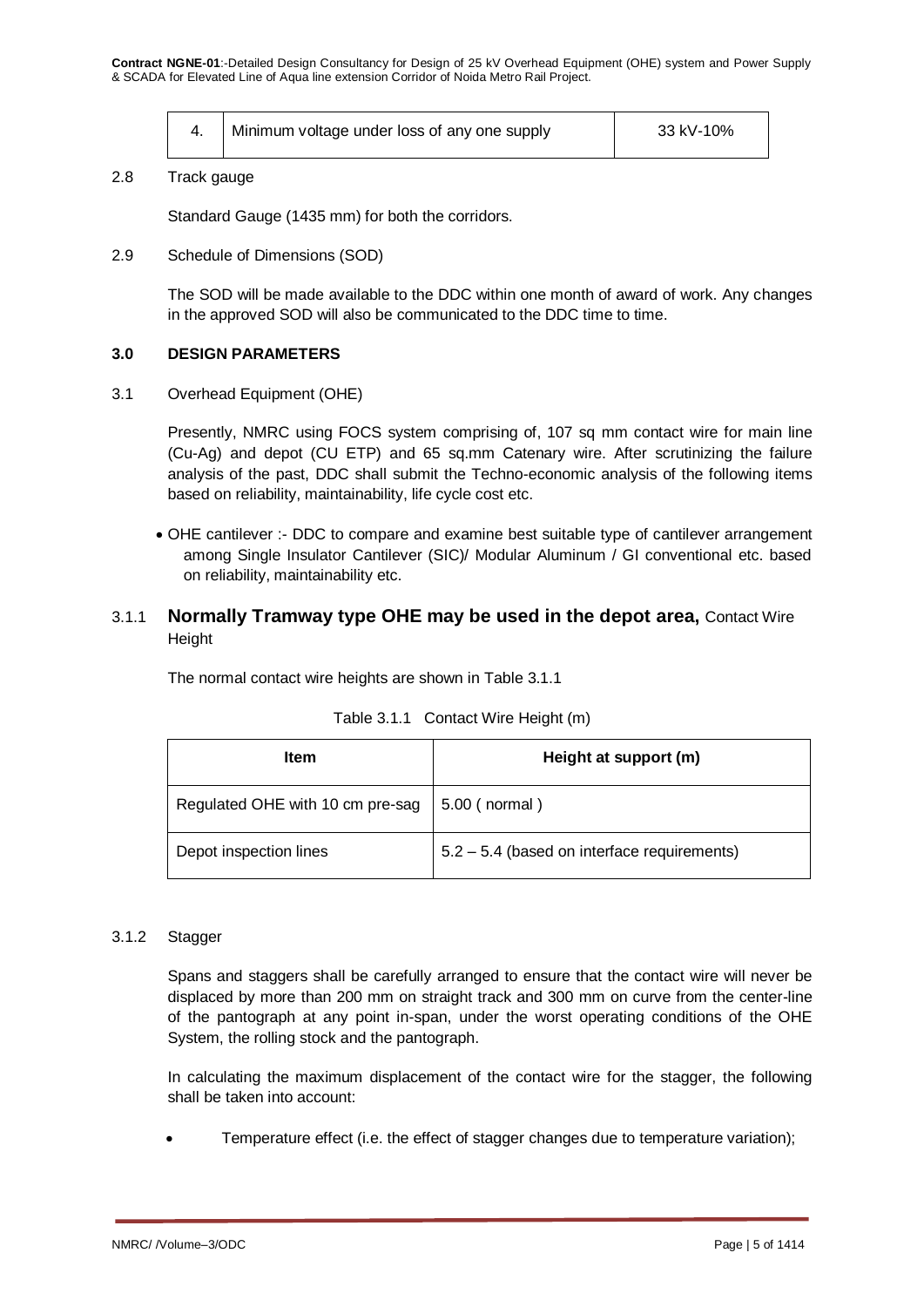| 4. | Minimum voltage under loss of any one supply | 33 kV-10% |
|---|---|---|

2.8 Track gauge

Standard Gauge (1435 mm) for both the corridors.

2.9 Schedule of Dimensions (SOD)

The SOD will be made available to the DDC within one month of award of work. Any changes in the approved SOD will also be communicated to the DDC time to time.

## 3.0 DESIGN PARAMETERS

3.1 Overhead Equipment (OHE)

Presently, NMRC using FOCS system comprising of, 107 sq mm contact wire for main line (Cu-Ag) and depot (CU ETP) and 65 sq.mm Catenary wire. After scrutinizing the failure analysis of the past, DDC shall submit the Techno-economic analysis of the following items based on reliability, maintainability, life cycle cost etc.

- OHE cantilever :- DDC to compare and examine best suitable type of cantilever arrangement among Single Insulator Cantilever (SIC)/ Modular Aluminum / GI conventional etc. based on reliability, maintainability etc.

3.1.1 **Normally Tramway type OHE may be used in the depot area,** Contact Wire Height

The normal contact wire heights are shown in Table 3.1.1

Table 3.1.1 Contact Wire Height (m)

| Item | Height at support (m) |
|---|---|
| Regulated OHE with 10 cm pre-sag | 5.00 ( normal ) |
| Depot inspection lines | 5.2 – 5.4 (based on interface requirements) |

3.1.2 Stagger

Spans and staggers shall be carefully arranged to ensure that the contact wire will never be displaced by more than 200 mm on straight track and 300 mm on curve from the center-line of the pantograph at any point in-span, under the worst operating conditions of the OHE System, the rolling stock and the pantograph.

In calculating the maximum displacement of the contact wire for the stagger, the following shall be taken into account:

- Temperature effect (i.e. the effect of stagger changes due to temperature variation);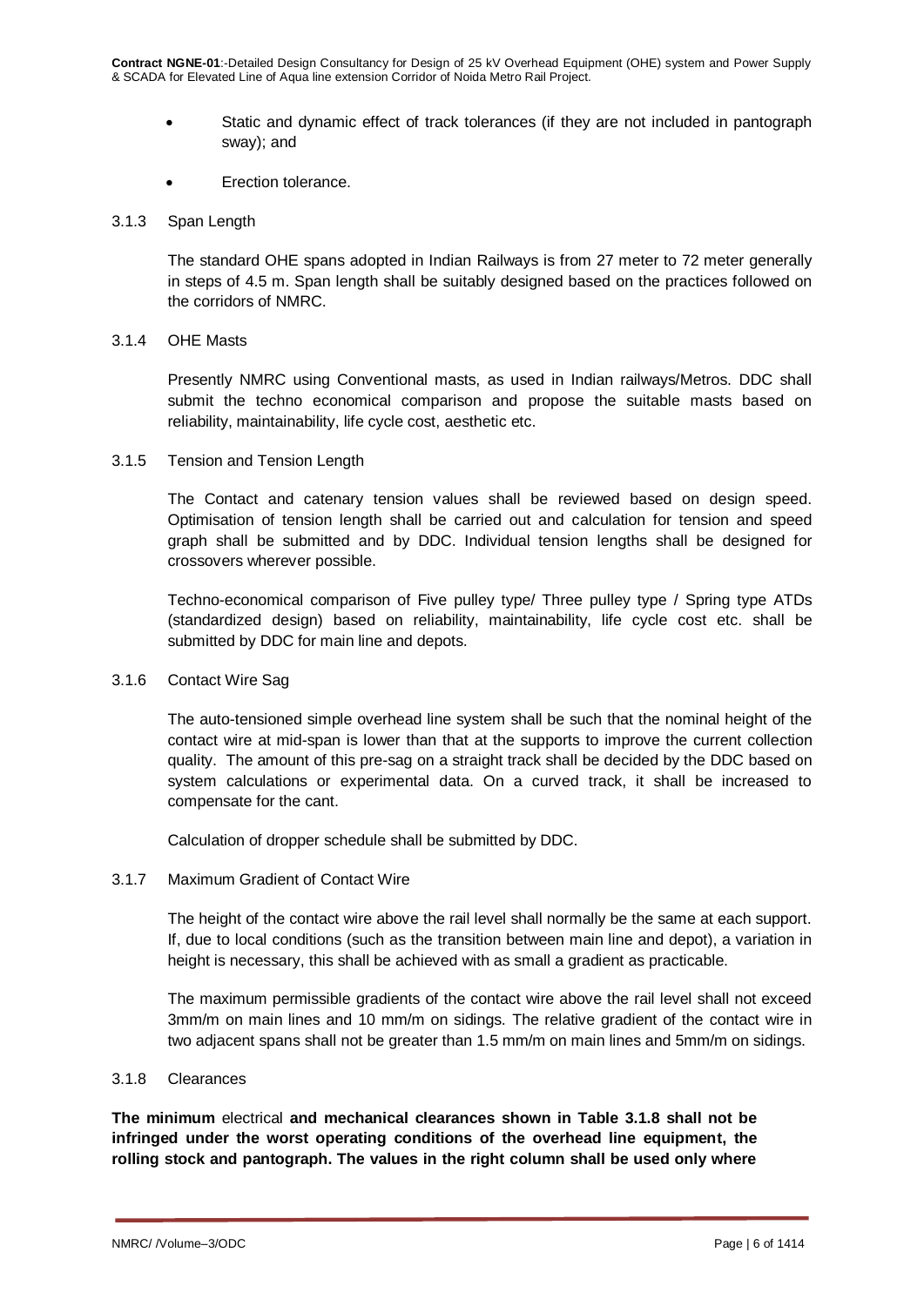- Static and dynamic effect of track tolerances (if they are not included in pantograph sway); and
- Erection tolerance.

### 3.1.3 Span Length

The standard OHE spans adopted in Indian Railways is from 27 meter to 72 meter generally in steps of 4.5 m. Span length shall be suitably designed based on the practices followed on the corridors of NMRC.

### 3.1.4 OHE Masts

Presently NMRC using Conventional masts, as used in Indian railways/Metros. DDC shall submit the techno economical comparison and propose the suitable masts based on reliability, maintainability, life cycle cost, aesthetic etc.

### 3.1.5 Tension and Tension Length

The Contact and catenary tension values shall be reviewed based on design speed. Optimisation of tension length shall be carried out and calculation for tension and speed graph shall be submitted and by DDC. Individual tension lengths shall be designed for crossovers wherever possible.

Techno-economical comparison of Five pulley type/ Three pulley type / Spring type ATDs (standardized design) based on reliability, maintainability, life cycle cost etc. shall be submitted by DDC for main line and depots.

### 3.1.6 Contact Wire Sag

The auto-tensioned simple overhead line system shall be such that the nominal height of the contact wire at mid-span is lower than that at the supports to improve the current collection quality. The amount of this pre-sag on a straight track shall be decided by the DDC based on system calculations or experimental data. On a curved track, it shall be increased to compensate for the cant.

Calculation of dropper schedule shall be submitted by DDC.

### 3.1.7 Maximum Gradient of Contact Wire

The height of the contact wire above the rail level shall normally be the same at each support. If, due to local conditions (such as the transition between main line and depot), a variation in height is necessary, this shall be achieved with as small a gradient as practicable.

The maximum permissible gradients of the contact wire above the rail level shall not exceed 3mm/m on main lines and 10 mm/m on sidings. The relative gradient of the contact wire in two adjacent spans shall not be greater than 1.5 mm/m on main lines and 5mm/m on sidings.

### 3.1.8 Clearances

**The minimum** electrical **and mechanical clearances shown in Table 3.1.8 shall not be infringed under the worst operating conditions of the overhead line equipment, the rolling stock and pantograph. The values in the right column shall be used only where**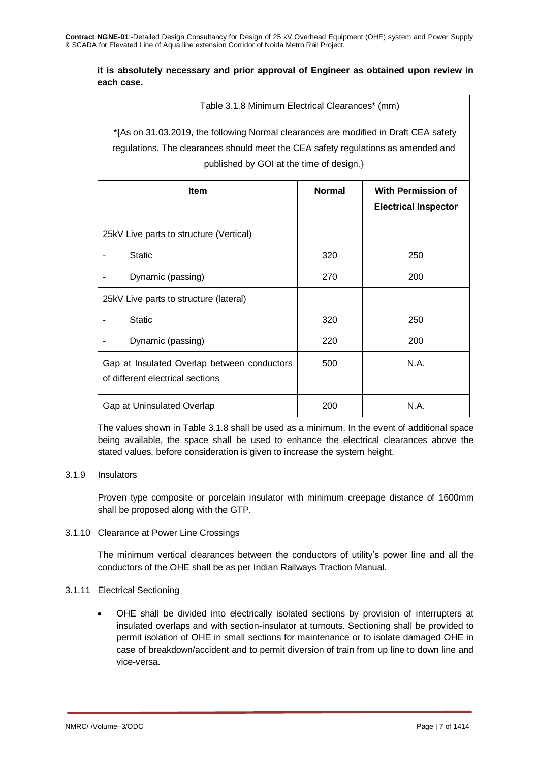**it is absolutely necessary and prior approval of Engineer as obtained upon review in each case.**

Table 3.1.8 Minimum Electrical Clearances* (mm)

*{As on 31.03.2019, the following Normal clearances are modified in Draft CEA safety regulations. The clearances should meet the CEA safety regulations as amended and published by GOI at the time of design.}

| Item | Normal | With Permission of Electrical Inspector |
|---|---|---|
| 25kV Live parts to structure (Vertical) | | |
| - Static | 320 | 250 |
| - Dynamic (passing) | 270 | 200 |
| 25kV Live parts to structure (lateral) | | |
| - Static | 320 | 250 |
| - Dynamic (passing) | 220 | 200 |
| Gap at Insulated Overlap between conductors of different electrical sections | 500 | N.A. |
| Gap at Uninsulated Overlap | 200 | N.A. |

The values shown in Table 3.1.8 shall be used as a minimum. In the event of additional space being available, the space shall be used to enhance the electrical clearances above the stated values, before consideration is given to increase the system height.

3.1.9 Insulators

Proven type composite or porcelain insulator with minimum creepage distance of 1600mm shall be proposed along with the GTP.

3.1.10 Clearance at Power Line Crossings

The minimum vertical clearances between the conductors of utility's power line and all the conductors of the OHE shall be as per Indian Railways Traction Manual.

3.1.11 Electrical Sectioning

- OHE shall be divided into electrically isolated sections by provision of interrupters at insulated overlaps and with section-insulator at turnouts. Sectioning shall be provided to permit isolation of OHE in small sections for maintenance or to isolate damaged OHE in case of breakdown/accident and to permit diversion of train from up line to down line and vice-versa.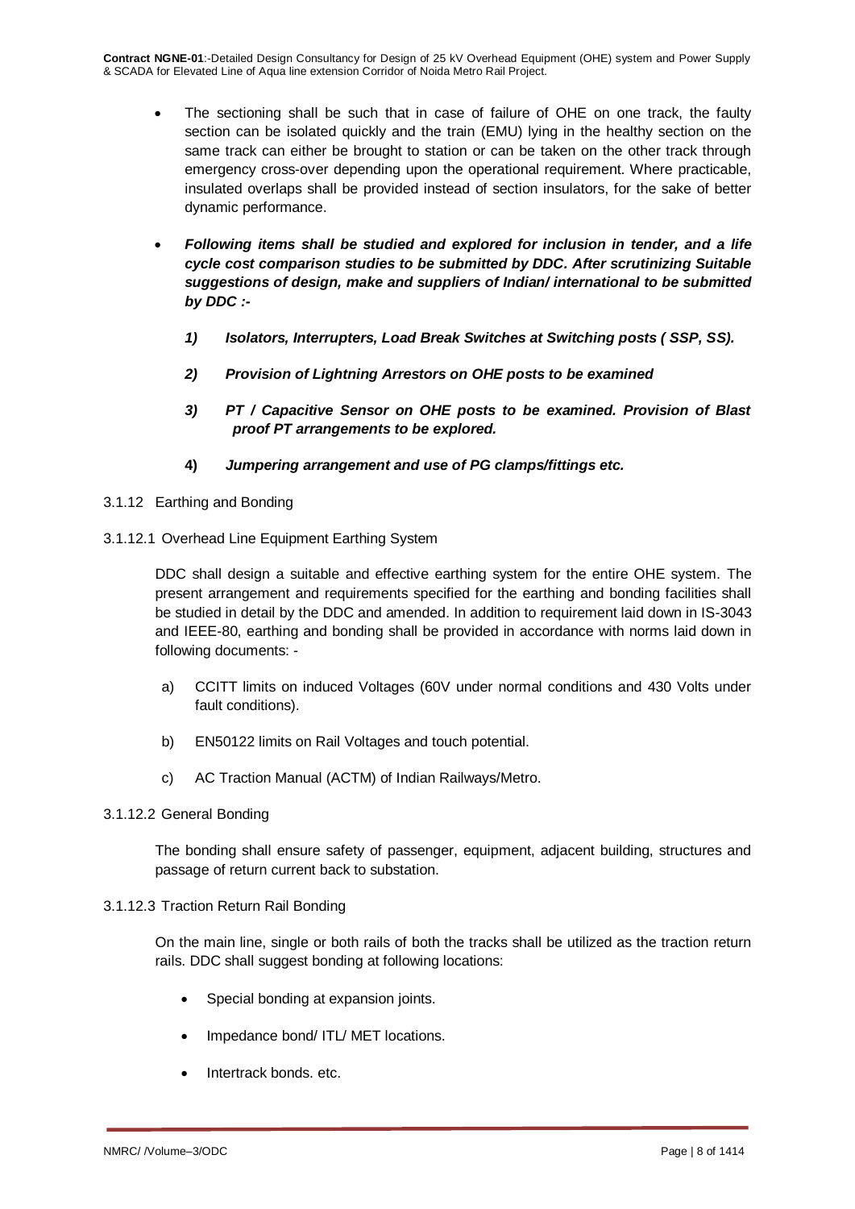- The sectioning shall be such that in case of failure of OHE on one track, the faulty section can be isolated quickly and the train (EMU) lying in the healthy section on the same track can either be brought to station or can be taken on the other track through emergency cross-over depending upon the operational requirement. Where practicable, insulated overlaps shall be provided instead of section insulators, for the sake of better dynamic performance.

- ***Following items shall be studied and explored for inclusion in tender, and a life cycle cost comparison studies to be submitted by DDC. After scrutinizing Suitable suggestions of design, make and suppliers of Indian/ international to be submitted by DDC :-***

  ***1) Isolators, Interrupters, Load Break Switches at Switching posts ( SSP, SS).***

  ***2) Provision of Lightning Arrestors on OHE posts to be examined***

  ***3) PT / Capacitive Sensor on OHE posts to be examined. Provision of Blast proof PT arrangements to be explored.***

  ***4) Jumpering arrangement and use of PG clamps/fittings etc.***

3.1.12 Earthing and Bonding

3.1.12.1 Overhead Line Equipment Earthing System

DDC shall design a suitable and effective earthing system for the entire OHE system. The present arrangement and requirements specified for the earthing and bonding facilities shall be studied in detail by the DDC and amended. In addition to requirement laid down in IS-3043 and IEEE-80, earthing and bonding shall be provided in accordance with norms laid down in following documents: -

a) CCITT limits on induced Voltages (60V under normal conditions and 430 Volts under fault conditions).

b) EN50122 limits on Rail Voltages and touch potential.

c) AC Traction Manual (ACTM) of Indian Railways/Metro.

3.1.12.2 General Bonding

The bonding shall ensure safety of passenger, equipment, adjacent building, structures and passage of return current back to substation.

3.1.12.3 Traction Return Rail Bonding

On the main line, single or both rails of both the tracks shall be utilized as the traction return rails. DDC shall suggest bonding at following locations:

- Special bonding at expansion joints.
- Impedance bond/ ITL/ MET locations.
- Intertrack bonds. etc.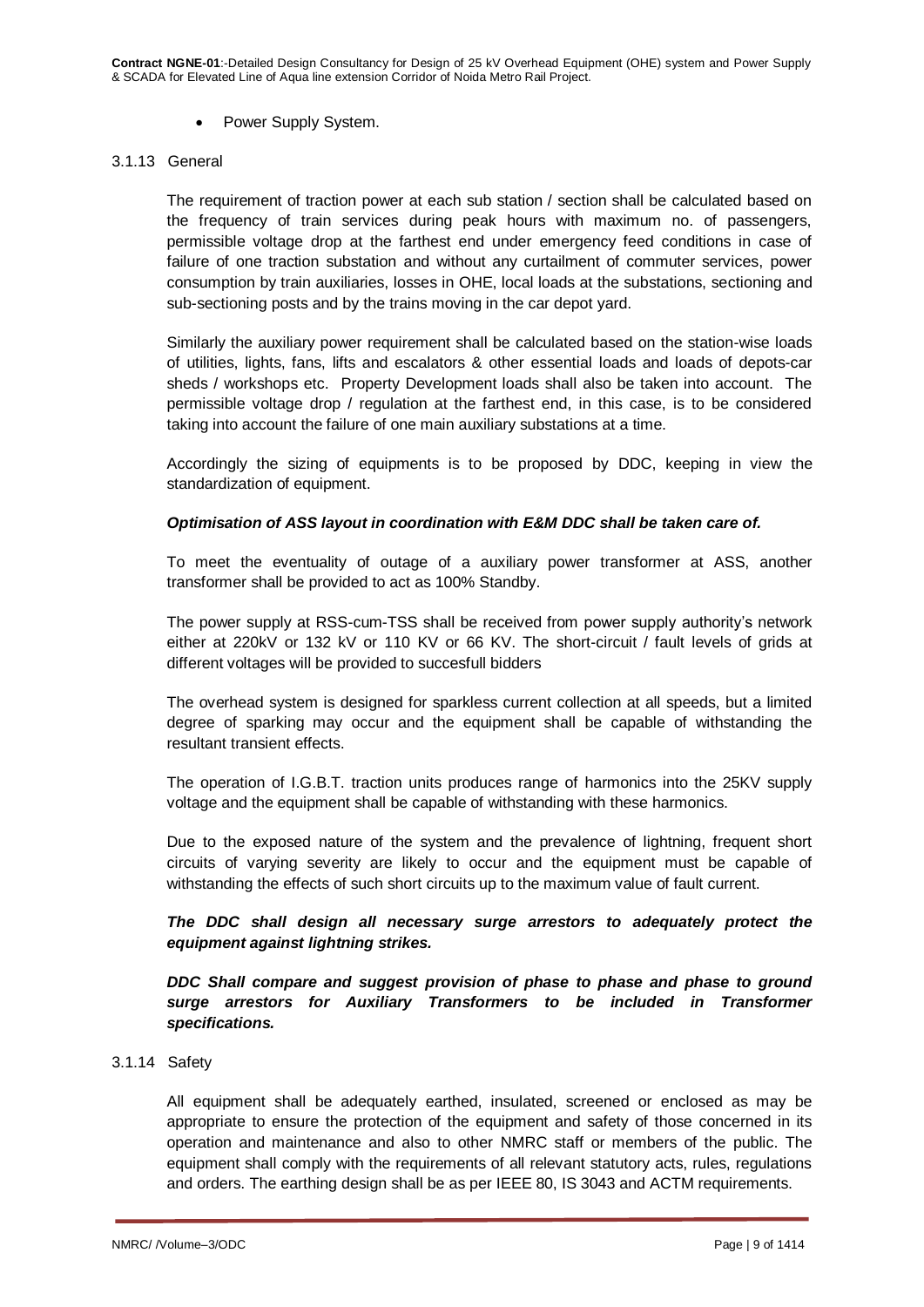- Power Supply System.

### 3.1.13 General

The requirement of traction power at each sub station / section shall be calculated based on the frequency of train services during peak hours with maximum no. of passengers, permissible voltage drop at the farthest end under emergency feed conditions in case of failure of one traction substation and without any curtailment of commuter services, power consumption by train auxiliaries, losses in OHE, local loads at the substations, sectioning and sub-sectioning posts and by the trains moving in the car depot yard.

Similarly the auxiliary power requirement shall be calculated based on the station-wise loads of utilities, lights, fans, lifts and escalators & other essential loads and loads of depots-car sheds / workshops etc. Property Development loads shall also be taken into account. The permissible voltage drop / regulation at the farthest end, in this case, is to be considered taking into account the failure of one main auxiliary substations at a time.

Accordingly the sizing of equipments is to be proposed by DDC, keeping in view the standardization of equipment.

***Optimisation of ASS layout in coordination with E&M DDC shall be taken care of.***

To meet the eventuality of outage of a auxiliary power transformer at ASS, another transformer shall be provided to act as 100% Standby.

The power supply at RSS-cum-TSS shall be received from power supply authority's network either at 220kV or 132 kV or 110 KV or 66 KV. The short-circuit / fault levels of grids at different voltages will be provided to succesfull bidders

The overhead system is designed for sparkless current collection at all speeds, but a limited degree of sparking may occur and the equipment shall be capable of withstanding the resultant transient effects.

The operation of I.G.B.T. traction units produces range of harmonics into the 25KV supply voltage and the equipment shall be capable of withstanding with these harmonics.

Due to the exposed nature of the system and the prevalence of lightning, frequent short circuits of varying severity are likely to occur and the equipment must be capable of withstanding the effects of such short circuits up to the maximum value of fault current.

***The DDC shall design all necessary surge arrestors to adequately protect the equipment against lightning strikes.***

***DDC Shall compare and suggest provision of phase to phase and phase to ground surge arrestors for Auxiliary Transformers to be included in Transformer specifications.***

### 3.1.14 Safety

All equipment shall be adequately earthed, insulated, screened or enclosed as may be appropriate to ensure the protection of the equipment and safety of those concerned in its operation and maintenance and also to other NMRC staff or members of the public. The equipment shall comply with the requirements of all relevant statutory acts, rules, regulations and orders. The earthing design shall be as per IEEE 80, IS 3043 and ACTM requirements.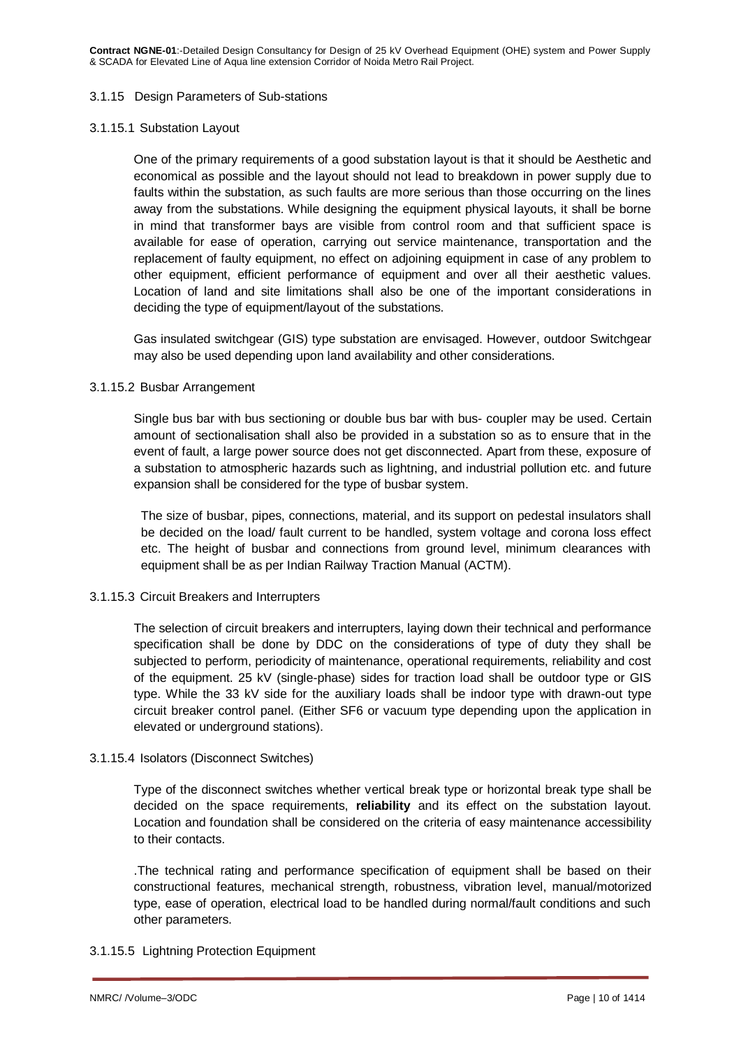### 3.1.15 Design Parameters of Sub-stations

#### 3.1.15.1 Substation Layout

One of the primary requirements of a good substation layout is that it should be Aesthetic and economical as possible and the layout should not lead to breakdown in power supply due to faults within the substation, as such faults are more serious than those occurring on the lines away from the substations. While designing the equipment physical layouts, it shall be borne in mind that transformer bays are visible from control room and that sufficient space is available for ease of operation, carrying out service maintenance, transportation and the replacement of faulty equipment, no effect on adjoining equipment in case of any problem to other equipment, efficient performance of equipment and over all their aesthetic values. Location of land and site limitations shall also be one of the important considerations in deciding the type of equipment/layout of the substations.

Gas insulated switchgear (GIS) type substation are envisaged. However, outdoor Switchgear may also be used depending upon land availability and other considerations.

#### 3.1.15.2 Busbar Arrangement

Single bus bar with bus sectioning or double bus bar with bus- coupler may be used. Certain amount of sectionalisation shall also be provided in a substation so as to ensure that in the event of fault, a large power source does not get disconnected. Apart from these, exposure of a substation to atmospheric hazards such as lightning, and industrial pollution etc. and future expansion shall be considered for the type of busbar system.

The size of busbar, pipes, connections, material, and its support on pedestal insulators shall be decided on the load/ fault current to be handled, system voltage and corona loss effect etc. The height of busbar and connections from ground level, minimum clearances with equipment shall be as per Indian Railway Traction Manual (ACTM).

#### 3.1.15.3 Circuit Breakers and Interrupters

The selection of circuit breakers and interrupters, laying down their technical and performance specification shall be done by DDC on the considerations of type of duty they shall be subjected to perform, periodicity of maintenance, operational requirements, reliability and cost of the equipment. 25 kV (single-phase) sides for traction load shall be outdoor type or GIS type. While the 33 kV side for the auxiliary loads shall be indoor type with drawn-out type circuit breaker control panel. (Either SF6 or vacuum type depending upon the application in elevated or underground stations).

#### 3.1.15.4 Isolators (Disconnect Switches)

Type of the disconnect switches whether vertical break type or horizontal break type shall be decided on the space requirements, **reliability** and its effect on the substation layout. Location and foundation shall be considered on the criteria of easy maintenance accessibility to their contacts.

.The technical rating and performance specification of equipment shall be based on their constructional features, mechanical strength, robustness, vibration level, manual/motorized type, ease of operation, electrical load to be handled during normal/fault conditions and such other parameters.

#### 3.1.15.5 Lightning Protection Equipment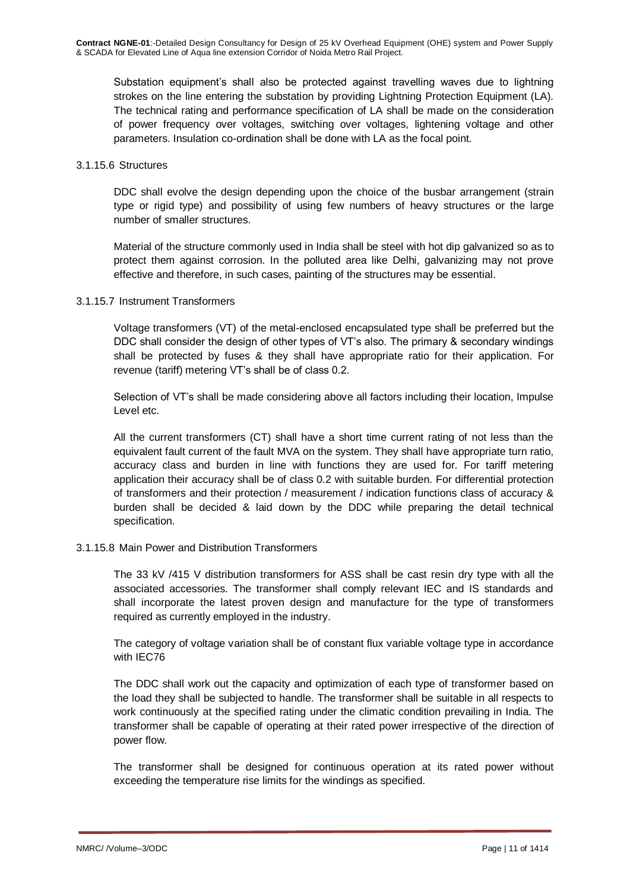Substation equipment's shall also be protected against travelling waves due to lightning strokes on the line entering the substation by providing Lightning Protection Equipment (LA). The technical rating and performance specification of LA shall be made on the consideration of power frequency over voltages, switching over voltages, lightening voltage and other parameters. Insulation co-ordination shall be done with LA as the focal point.

#### 3.1.15.6 Structures

DDC shall evolve the design depending upon the choice of the busbar arrangement (strain type or rigid type) and possibility of using few numbers of heavy structures or the large number of smaller structures.

Material of the structure commonly used in India shall be steel with hot dip galvanized so as to protect them against corrosion. In the polluted area like Delhi, galvanizing may not prove effective and therefore, in such cases, painting of the structures may be essential.

#### 3.1.15.7 Instrument Transformers

Voltage transformers (VT) of the metal-enclosed encapsulated type shall be preferred but the DDC shall consider the design of other types of VT's also. The primary & secondary windings shall be protected by fuses & they shall have appropriate ratio for their application. For revenue (tariff) metering VT's shall be of class 0.2.

Selection of VT's shall be made considering above all factors including their location, Impulse Level etc.

All the current transformers (CT) shall have a short time current rating of not less than the equivalent fault current of the fault MVA on the system. They shall have appropriate turn ratio, accuracy class and burden in line with functions they are used for. For tariff metering application their accuracy shall be of class 0.2 with suitable burden. For differential protection of transformers and their protection / measurement / indication functions class of accuracy & burden shall be decided & laid down by the DDC while preparing the detail technical specification.

#### 3.1.15.8 Main Power and Distribution Transformers

The 33 kV /415 V distribution transformers for ASS shall be cast resin dry type with all the associated accessories. The transformer shall comply relevant IEC and IS standards and shall incorporate the latest proven design and manufacture for the type of transformers required as currently employed in the industry.

The category of voltage variation shall be of constant flux variable voltage type in accordance with IEC76

The DDC shall work out the capacity and optimization of each type of transformer based on the load they shall be subjected to handle. The transformer shall be suitable in all respects to work continuously at the specified rating under the climatic condition prevailing in India. The transformer shall be capable of operating at their rated power irrespective of the direction of power flow.

The transformer shall be designed for continuous operation at its rated power without exceeding the temperature rise limits for the windings as specified.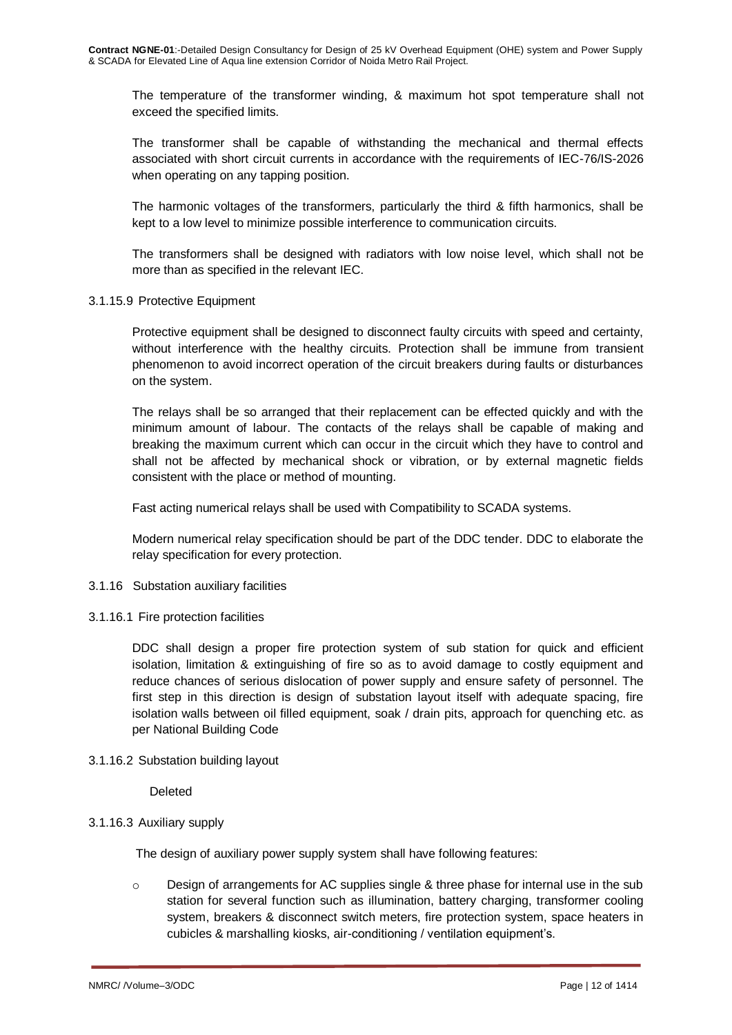The temperature of the transformer winding, & maximum hot spot temperature shall not exceed the specified limits.

The transformer shall be capable of withstanding the mechanical and thermal effects associated with short circuit currents in accordance with the requirements of IEC-76/IS-2026 when operating on any tapping position.

The harmonic voltages of the transformers, particularly the third & fifth harmonics, shall be kept to a low level to minimize possible interference to communication circuits.

The transformers shall be designed with radiators with low noise level, which shall not be more than as specified in the relevant IEC.

#### 3.1.15.9 Protective Equipment

Protective equipment shall be designed to disconnect faulty circuits with speed and certainty, without interference with the healthy circuits. Protection shall be immune from transient phenomenon to avoid incorrect operation of the circuit breakers during faults or disturbances on the system.

The relays shall be so arranged that their replacement can be effected quickly and with the minimum amount of labour. The contacts of the relays shall be capable of making and breaking the maximum current which can occur in the circuit which they have to control and shall not be affected by mechanical shock or vibration, or by external magnetic fields consistent with the place or method of mounting.

Fast acting numerical relays shall be used with Compatibility to SCADA systems.

Modern numerical relay specification should be part of the DDC tender. DDC to elaborate the relay specification for every protection.

### 3.1.16 Substation auxiliary facilities

#### 3.1.16.1 Fire protection facilities

DDC shall design a proper fire protection system of sub station for quick and efficient isolation, limitation & extinguishing of fire so as to avoid damage to costly equipment and reduce chances of serious dislocation of power supply and ensure safety of personnel. The first step in this direction is design of substation layout itself with adequate spacing, fire isolation walls between oil filled equipment, soak / drain pits, approach for quenching etc. as per National Building Code

#### 3.1.16.2 Substation building layout

Deleted

#### 3.1.16.3 Auxiliary supply

The design of auxiliary power supply system shall have following features:

- Design of arrangements for AC supplies single & three phase for internal use in the sub station for several function such as illumination, battery charging, transformer cooling system, breakers & disconnect switch meters, fire protection system, space heaters in cubicles & marshalling kiosks, air-conditioning / ventilation equipment's.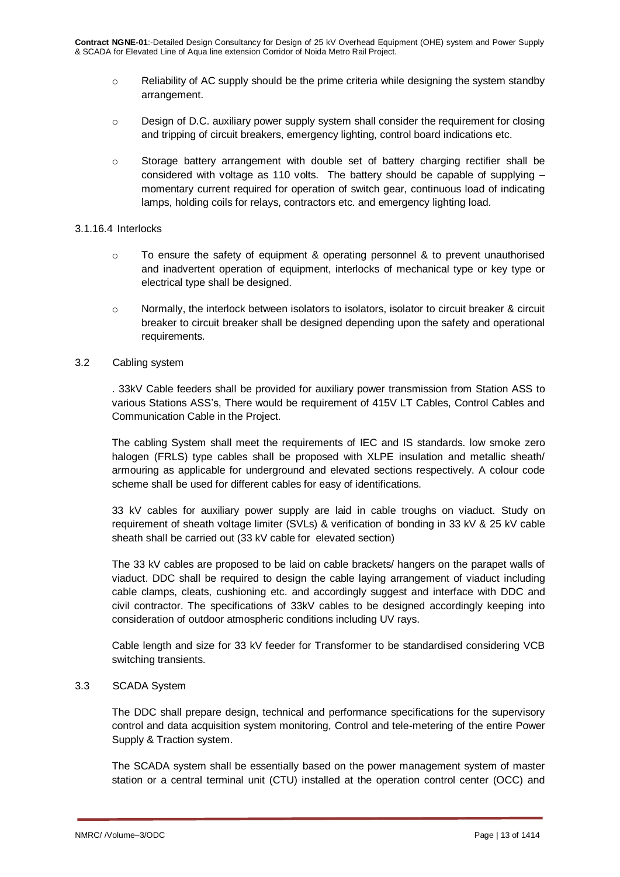- Reliability of AC supply should be the prime criteria while designing the system standby arrangement.
- Design of D.C. auxiliary power supply system shall consider the requirement for closing and tripping of circuit breakers, emergency lighting, control board indications etc.
- Storage battery arrangement with double set of battery charging rectifier shall be considered with voltage as 110 volts. The battery should be capable of supplying – momentary current required for operation of switch gear, continuous load of indicating lamps, holding coils for relays, contractors etc. and emergency lighting load.

3.1.16.4 Interlocks

- To ensure the safety of equipment & operating personnel & to prevent unauthorised and inadvertent operation of equipment, interlocks of mechanical type or key type or electrical type shall be designed.
- Normally, the interlock between isolators to isolators, isolator to circuit breaker & circuit breaker to circuit breaker shall be designed depending upon the safety and operational requirements.

## 3.2 Cabling system

. 33kV Cable feeders shall be provided for auxiliary power transmission from Station ASS to various Stations ASS's, There would be requirement of 415V LT Cables, Control Cables and Communication Cable in the Project.

The cabling System shall meet the requirements of IEC and IS standards. low smoke zero halogen (FRLS) type cables shall be proposed with XLPE insulation and metallic sheath/ armouring as applicable for underground and elevated sections respectively. A colour code scheme shall be used for different cables for easy of identifications.

33 kV cables for auxiliary power supply are laid in cable troughs on viaduct. Study on requirement of sheath voltage limiter (SVLs) & verification of bonding in 33 kV & 25 kV cable sheath shall be carried out (33 kV cable for elevated section)

The 33 kV cables are proposed to be laid on cable brackets/ hangers on the parapet walls of viaduct. DDC shall be required to design the cable laying arrangement of viaduct including cable clamps, cleats, cushioning etc. and accordingly suggest and interface with DDC and civil contractor. The specifications of 33kV cables to be designed accordingly keeping into consideration of outdoor atmospheric conditions including UV rays.

Cable length and size for 33 kV feeder for Transformer to be standardised considering VCB switching transients.

## 3.3 SCADA System

The DDC shall prepare design, technical and performance specifications for the supervisory control and data acquisition system monitoring, Control and tele-metering of the entire Power Supply & Traction system.

The SCADA system shall be essentially based on the power management system of master station or a central terminal unit (CTU) installed at the operation control center (OCC) and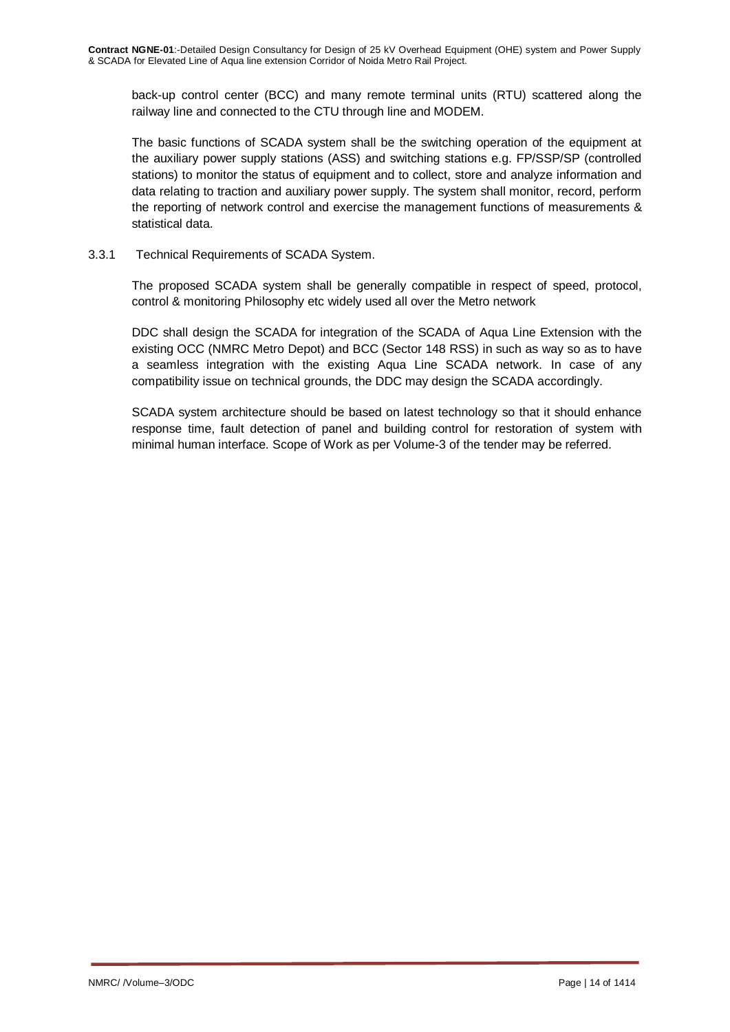back-up control center (BCC) and many remote terminal units (RTU) scattered along the railway line and connected to the CTU through line and MODEM.

The basic functions of SCADA system shall be the switching operation of the equipment at the auxiliary power supply stations (ASS) and switching stations e.g. FP/SSP/SP (controlled stations) to monitor the status of equipment and to collect, store and analyze information and data relating to traction and auxiliary power supply. The system shall monitor, record, perform the reporting of network control and exercise the management functions of measurements & statistical data.

3.3.1 Technical Requirements of SCADA System.

The proposed SCADA system shall be generally compatible in respect of speed, protocol, control & monitoring Philosophy etc widely used all over the Metro network

DDC shall design the SCADA for integration of the SCADA of Aqua Line Extension with the existing OCC (NMRC Metro Depot) and BCC (Sector 148 RSS) in such as way so as to have a seamless integration with the existing Aqua Line SCADA network. In case of any compatibility issue on technical grounds, the DDC may design the SCADA accordingly.

SCADA system architecture should be based on latest technology so that it should enhance response time, fault detection of panel and building control for restoration of system with minimal human interface. Scope of Work as per Volume-3 of the tender may be referred.